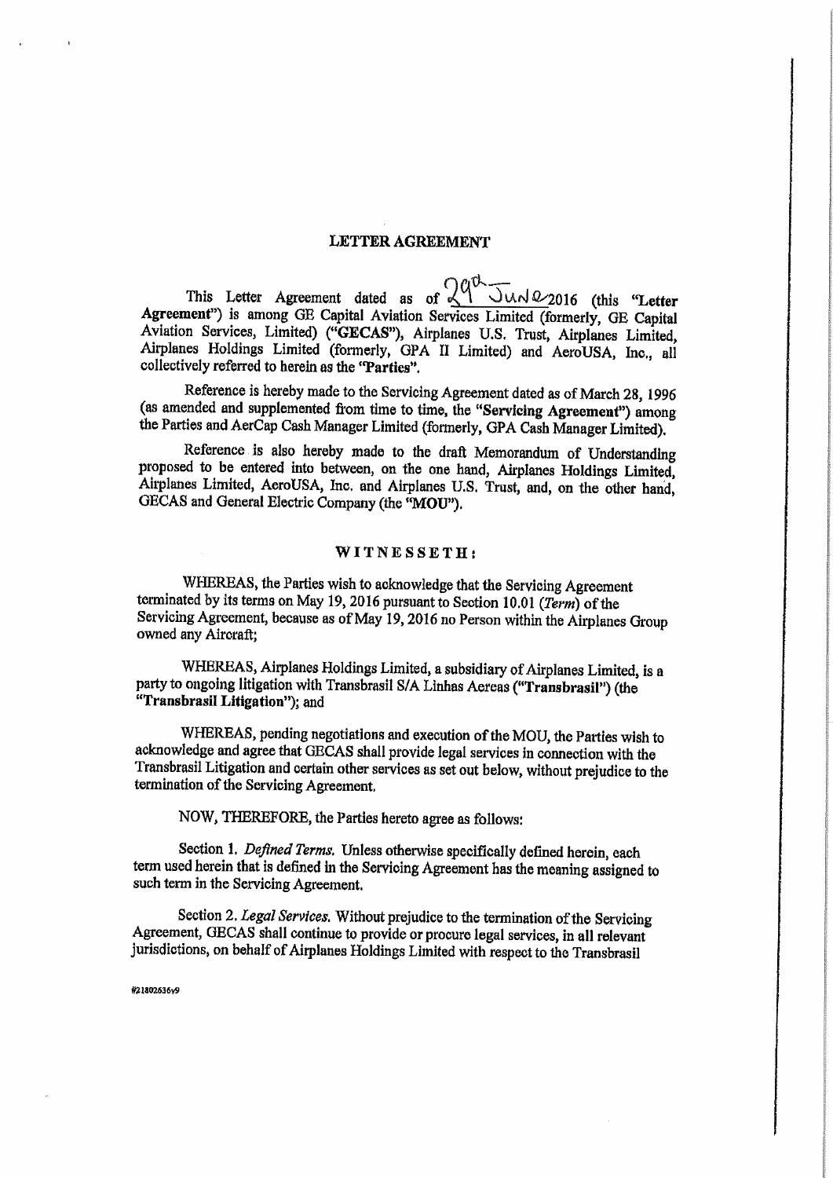# LETTER AGREEMENT

This Letter Agreement dated as of 29th June 2016 (this "**Letter Agreement**") is among GE Capital Aviation Services Limited (formerly, GE Capital Aviation Services, Limited) ("**GECAS**"), Airplanes U.S. Trust, Airplanes Limited, Airplanes Holdings Limited (formerly, GPA II Limited) and AeroUSA, Inc., all collectively referred to herein as the "**Parties**".

Reference is hereby made to the Servicing Agreement dated as of March 28, 1996 (as amended and supplemented from time to time, the "**Servicing Agreement**") among the Parties and AerCap Cash Manager Limited (formerly, GPA Cash Manager Limited).

Reference is also hereby made to the draft Memorandum of Understanding proposed to be entered into between, on the one hand, Airplanes Holdings Limited, Airplanes Limited, AeroUSA, Inc. and Airplanes U.S. Trust, and, on the other hand, GECAS and General Electric Company (the "**MOU**").

## WITNESSETH:

WHEREAS, the Parties wish to acknowledge that the Servicing Agreement terminated by its terms on May 19, 2016 pursuant to Section 10.01 (*Term*) of the Servicing Agreement, because as of May 19, 2016 no Person within the Airplanes Group owned any Aircraft;

WHEREAS, Airplanes Holdings Limited, a subsidiary of Airplanes Limited, is a party to ongoing litigation with Transbrasil S/A Linhas Aereas ("**Transbrasil**") (the "**Transbrasil Litigation**"); and

WHEREAS, pending negotiations and execution of the MOU, the Parties wish to acknowledge and agree that GECAS shall provide legal services in connection with the Transbrasil Litigation and certain other services as set out below, without prejudice to the termination of the Servicing Agreement.

NOW, THEREFORE, the Parties hereto agree as follows:

Section 1. *Defined Terms.* Unless otherwise specifically defined herein, each term used herein that is defined in the Servicing Agreement has the meaning assigned to such term in the Servicing Agreement.

Section 2. *Legal Services.* Without prejudice to the termination of the Servicing Agreement, GECAS shall continue to provide or procure legal services, in all relevant jurisdictions, on behalf of Airplanes Holdings Limited with respect to the Transbrasil

#21802636v9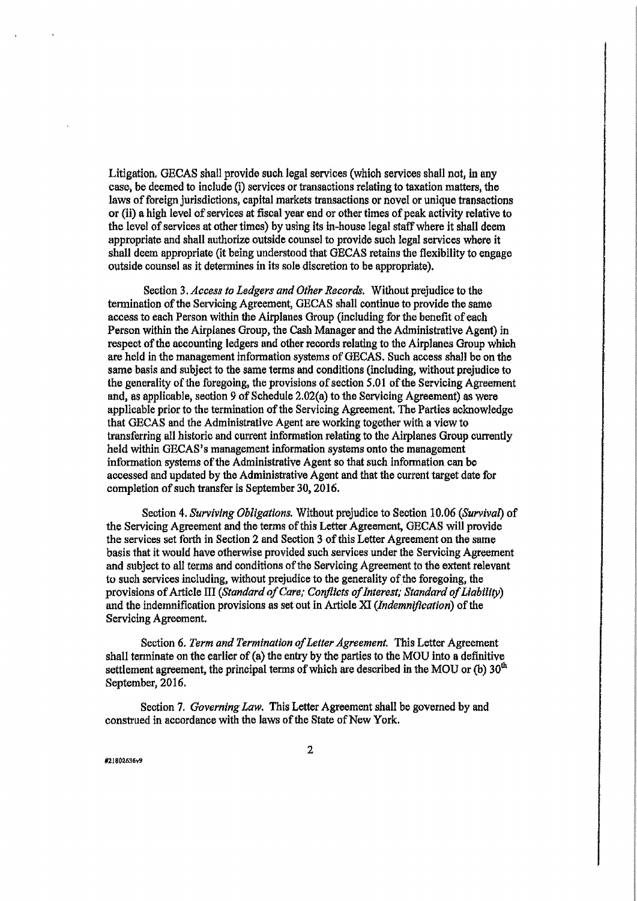Litigation. GECAS shall provide such legal services (which services shall not, in any case, be deemed to include (i) services or transactions relating to taxation matters, the laws of foreign jurisdictions, capital markets transactions or novel or unique transactions or (ii) a high level of services at fiscal year end or other times of peak activity relative to the level of services at other times) by using its in-house legal staff where it shall deem appropriate and shall authorize outside counsel to provide such legal services where it shall deem appropriate (it being understood that GECAS retains the flexibility to engage outside counsel as it determines in its sole discretion to be appropriate).

Section 3. *Access to Ledgers and Other Records.* Without prejudice to the termination of the Servicing Agreement, GECAS shall continue to provide the same access to each Person within the Airplanes Group (including for the benefit of each Person within the Airplanes Group, the Cash Manager and the Administrative Agent) in respect of the accounting ledgers and other records relating to the Airplanes Group which are held in the management information systems of GECAS. Such access shall be on the same basis and subject to the same terms and conditions (including, without prejudice to the generality of the foregoing, the provisions of section 5.01 of the Servicing Agreement and, as applicable, section 9 of Schedule 2.02(a) to the Servicing Agreement) as were applicable prior to the termination of the Servicing Agreement. The Parties acknowledge that GECAS and the Administrative Agent are working together with a view to transferring all historic and current information relating to the Airplanes Group currently held within GECAS's management information systems onto the management information systems of the Administrative Agent so that such information can be accessed and updated by the Administrative Agent and that the current target date for completion of such transfer is September 30, 2016.

Section 4. *Surviving Obligations.* Without prejudice to Section 10.06 (*Survival*) of the Servicing Agreement and the terms of this Letter Agreement, GECAS will provide the services set forth in Section 2 and Section 3 of this Letter Agreement on the same basis that it would have otherwise provided such services under the Servicing Agreement and subject to all terms and conditions of the Servicing Agreement to the extent relevant to such services including, without prejudice to the generality of the foregoing, the provisions of Article III (*Standard of Care; Conflicts of Interest; Standard of Liability*) and the indemnification provisions as set out in Article XI (*Indemnification*) of the Servicing Agreement.

Section 6. *Term and Termination of Letter Agreement.* This Letter Agreement shall terminate on the earlier of (a) the entry by the parties to the MOU into a definitive settlement agreement, the principal terms of which are described in the MOU or (b) 30th September, 2016.

Section 7. *Governing Law.* This Letter Agreement shall be governed by and construed in accordance with the laws of the State of New York.

#21802636v9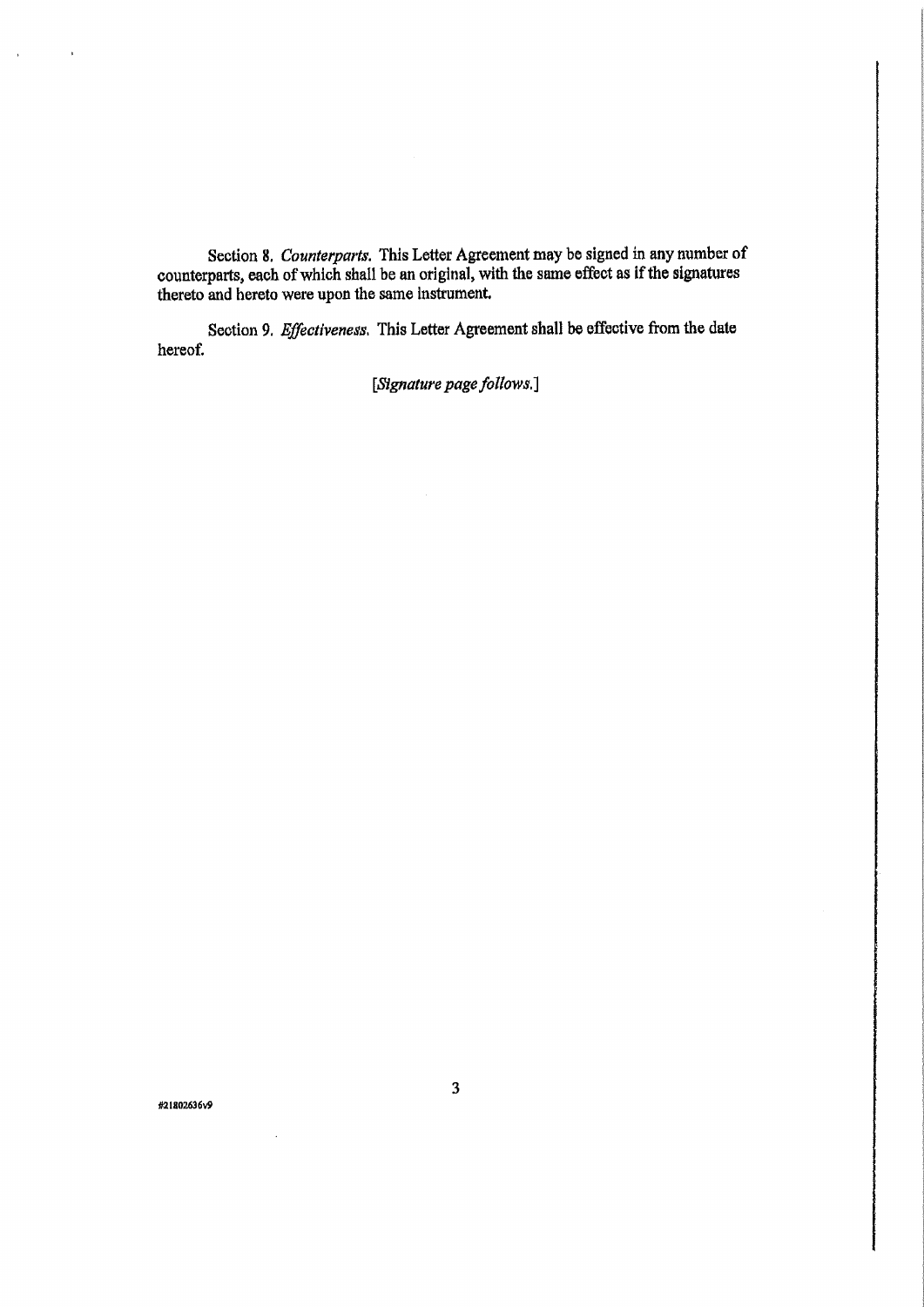Section 8. *Counterparts*. This Letter Agreement may be signed in any number of counterparts, each of which shall be an original, with the same effect as if the signatures thereto and hereto were upon the same instrument.

Section 9. *Effectiveness*. This Letter Agreement shall be effective from the date hereof.

[*Signature page follows.*]

#21802636v9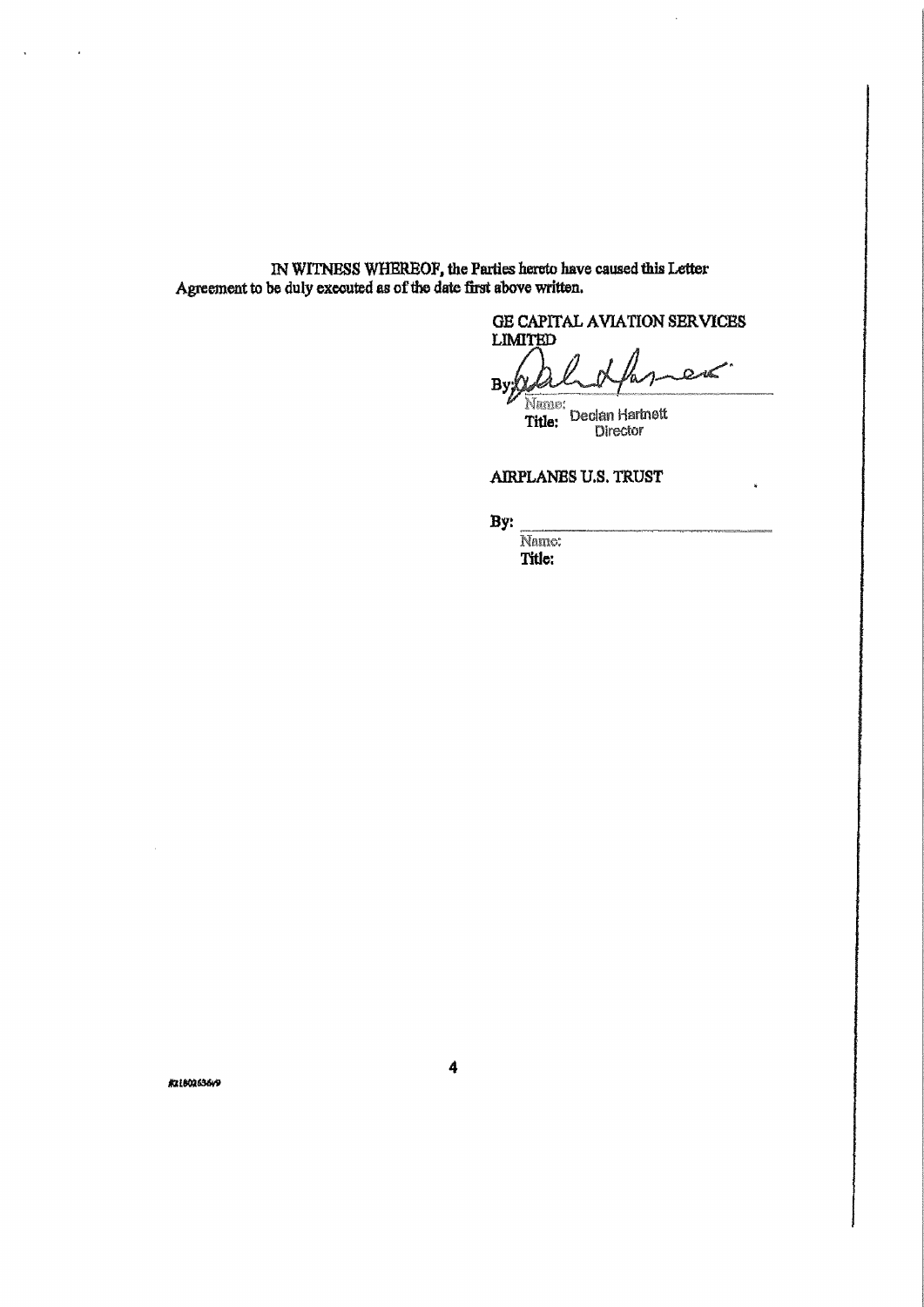IN WITNESS WHEREOF, the Parties hereto have caused this Letter Agreement to be duly executed as of the date first above written.

GE CAPITAL AVIATION SERVICES LIMITED

By: ______________________
Name: Declan Hartnett
Title: Director

AIRPLANES U.S. TRUST

By: ______________________
Name:
Title:

#21802636v9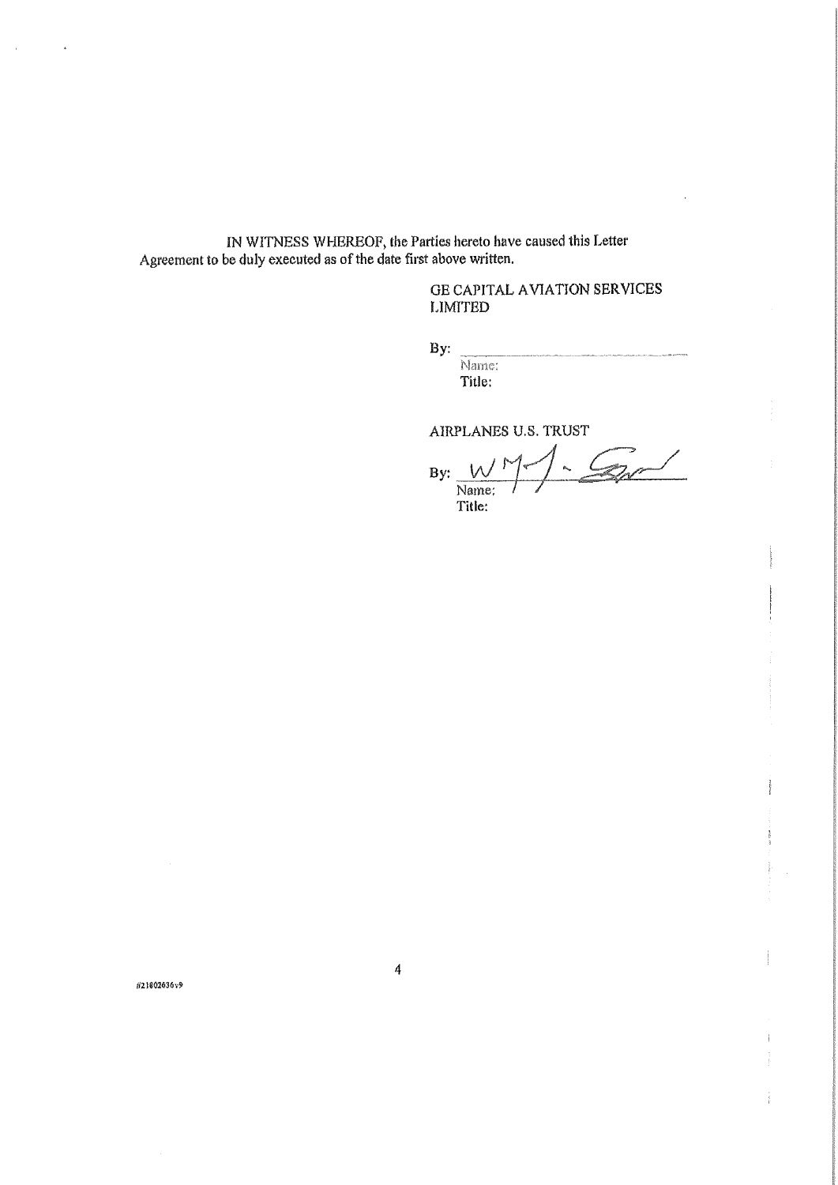IN WITNESS WHEREOF, the Parties hereto have caused this Letter Agreement to be duly executed as of the date first above written.

GE CAPITAL AVIATION SERVICES LIMITED

By: \_\_\_\_\_\_\_\_\_\_\_\_\_\_\_\_\_\_\_\_\_\_\_\_\_\_\_\_
Name:
Title:

AIRPLANES U.S. TRUST

By: \_\_\_\_\_\_\_\_\_\_\_\_\_\_\_\_\_\_\_\_\_\_\_\_\_\_\_\_
Name:
Title:

#21802636v9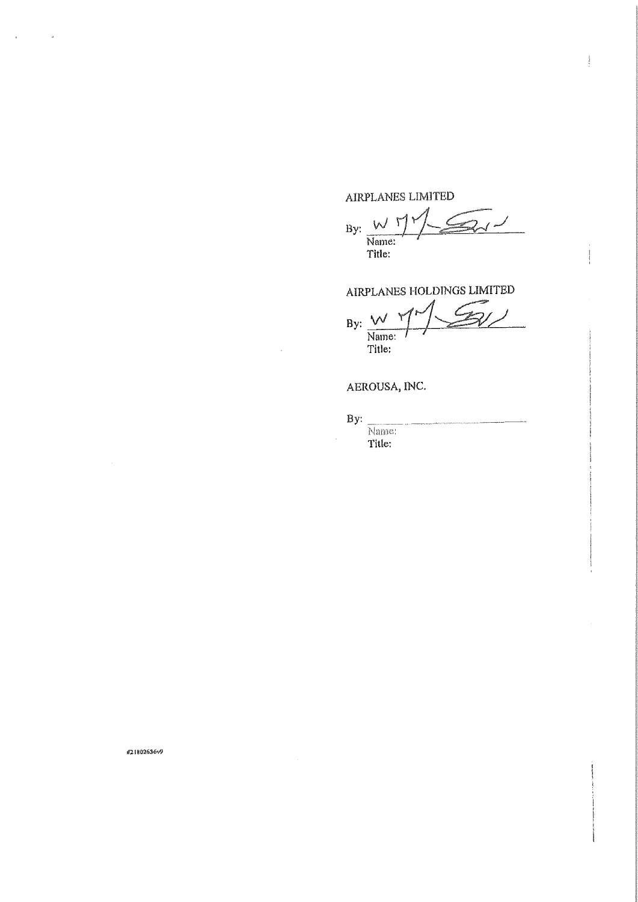AIRPLANES LIMITED

By: ___________________________
Name:
Title:

AIRPLANES HOLDINGS LIMITED

By: ___________________________
Name:
Title:

AEROUSA, INC.

By: ___________________________
Name:
Title:

#21802636v9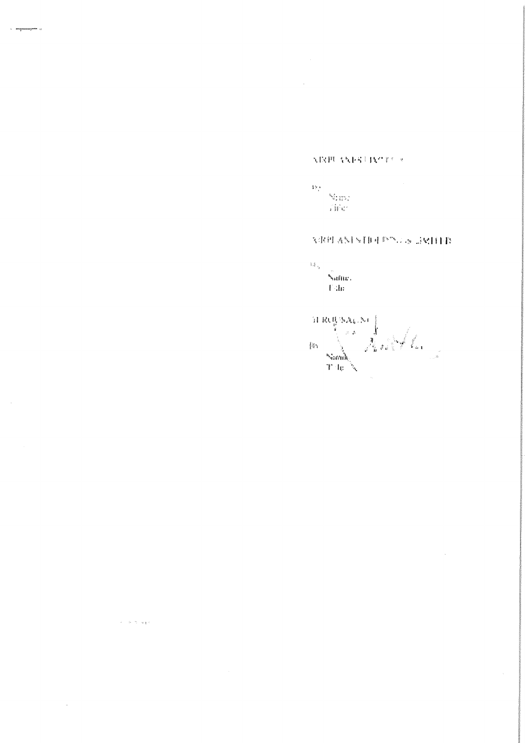AIRPLANES LIMITED

By:
Name:
Title:

AIRPLANES HOLDINGS LIMITED

By:
Name:
Title:

HEROSAG N.V.

By:
Name:
Title: